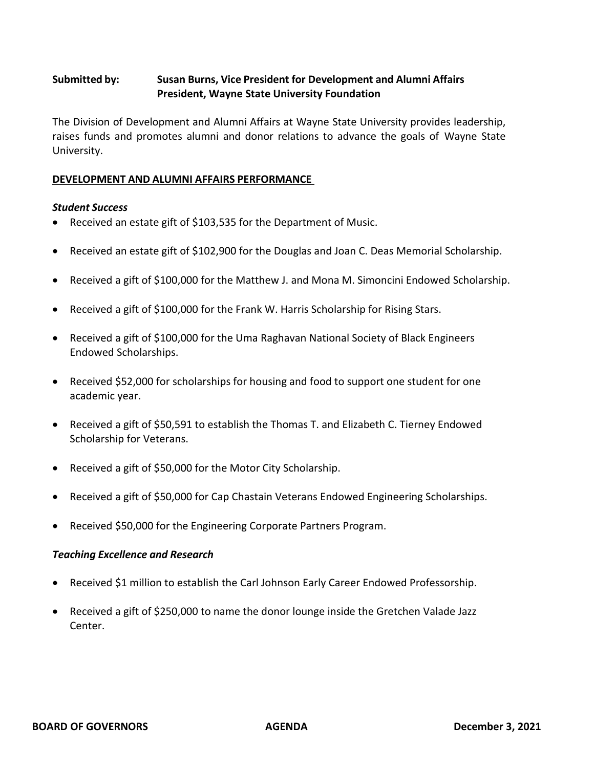**Submitted by:** **Susan Burns, Vice President for Development and Alumni Affairs**
**President, Wayne State University Foundation**

The Division of Development and Alumni Affairs at Wayne State University provides leadership, raises funds and promotes alumni and donor relations to advance the goals of Wayne State University.

**DEVELOPMENT AND ALUMNI AFFAIRS PERFORMANCE**

***Student Success***

- Received an estate gift of $103,535 for the Department of Music.
- Received an estate gift of $102,900 for the Douglas and Joan C. Deas Memorial Scholarship.
- Received a gift of $100,000 for the Matthew J. and Mona M. Simoncini Endowed Scholarship.
- Received a gift of $100,000 for the Frank W. Harris Scholarship for Rising Stars.
- Received a gift of $100,000 for the Uma Raghavan National Society of Black Engineers Endowed Scholarships.
- Received $52,000 for scholarships for housing and food to support one student for one academic year.
- Received a gift of $50,591 to establish the Thomas T. and Elizabeth C. Tierney Endowed Scholarship for Veterans.
- Received a gift of $50,000 for the Motor City Scholarship.
- Received a gift of $50,000 for Cap Chastain Veterans Endowed Engineering Scholarships.
- Received $50,000 for the Engineering Corporate Partners Program.

***Teaching Excellence and Research***

- Received $1 million to establish the Carl Johnson Early Career Endowed Professorship.
- Received a gift of $250,000 to name the donor lounge inside the Gretchen Valade Jazz Center.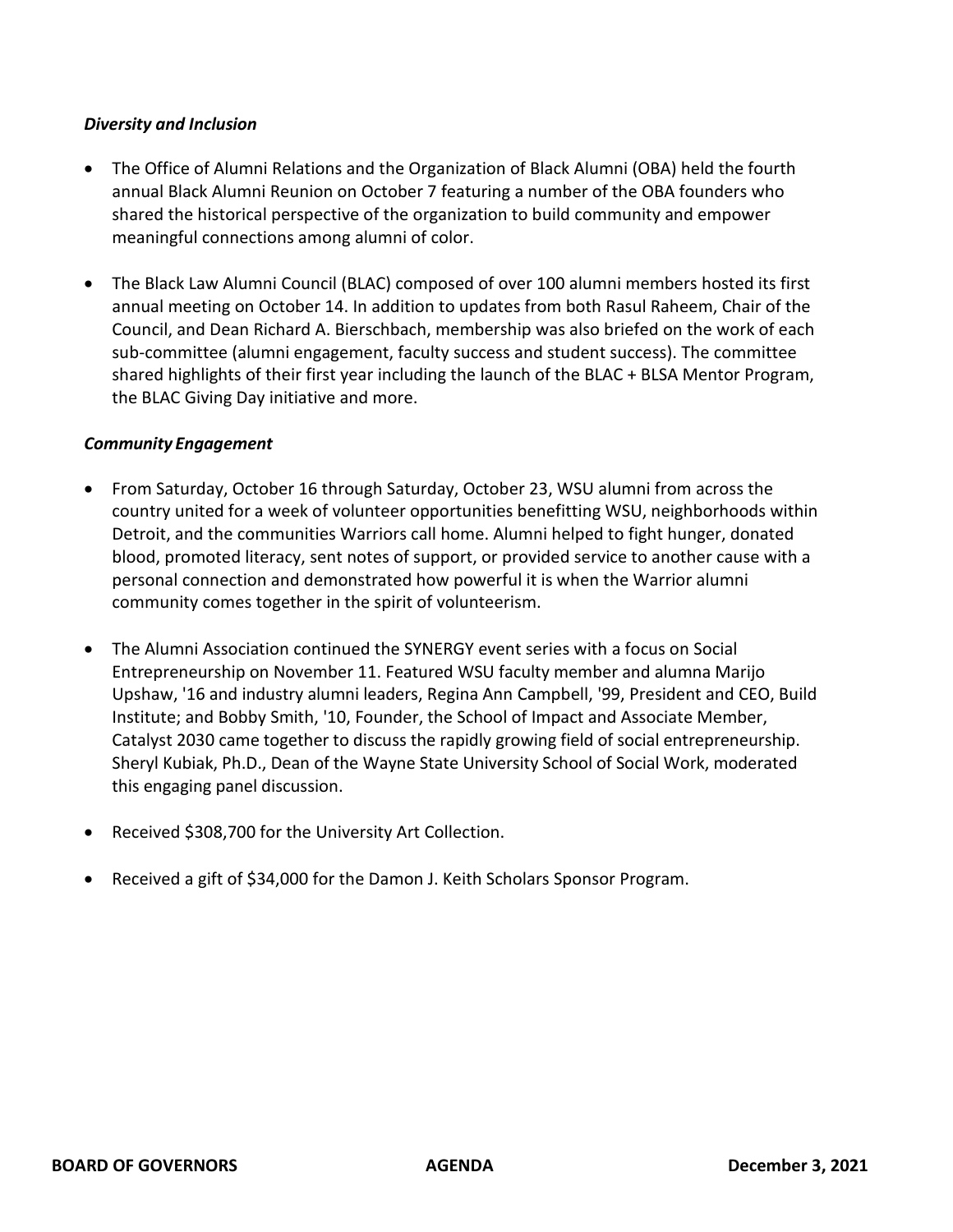***Diversity and Inclusion***

- The Office of Alumni Relations and the Organization of Black Alumni (OBA) held the fourth annual Black Alumni Reunion on October 7 featuring a number of the OBA founders who shared the historical perspective of the organization to build community and empower meaningful connections among alumni of color.

- The Black Law Alumni Council (BLAC) composed of over 100 alumni members hosted its first annual meeting on October 14. In addition to updates from both Rasul Raheem, Chair of the Council, and Dean Richard A. Bierschbach, membership was also briefed on the work of each sub-committee (alumni engagement, faculty success and student success). The committee shared highlights of their first year including the launch of the BLAC + BLSA Mentor Program, the BLAC Giving Day initiative and more.

***Community Engagement***

- From Saturday, October 16 through Saturday, October 23, WSU alumni from across the country united for a week of volunteer opportunities benefitting WSU, neighborhoods within Detroit, and the communities Warriors call home. Alumni helped to fight hunger, donated blood, promoted literacy, sent notes of support, or provided service to another cause with a personal connection and demonstrated how powerful it is when the Warrior alumni community comes together in the spirit of volunteerism.

- The Alumni Association continued the SYNERGY event series with a focus on Social Entrepreneurship on November 11. Featured WSU faculty member and alumna Marijo Upshaw, '16 and industry alumni leaders, Regina Ann Campbell, '99, President and CEO, Build Institute; and Bobby Smith, '10, Founder, the School of Impact and Associate Member, Catalyst 2030 came together to discuss the rapidly growing field of social entrepreneurship. Sheryl Kubiak, Ph.D., Dean of the Wayne State University School of Social Work, moderated this engaging panel discussion.

- Received $308,700 for the University Art Collection.

- Received a gift of $34,000 for the Damon J. Keith Scholars Sponsor Program.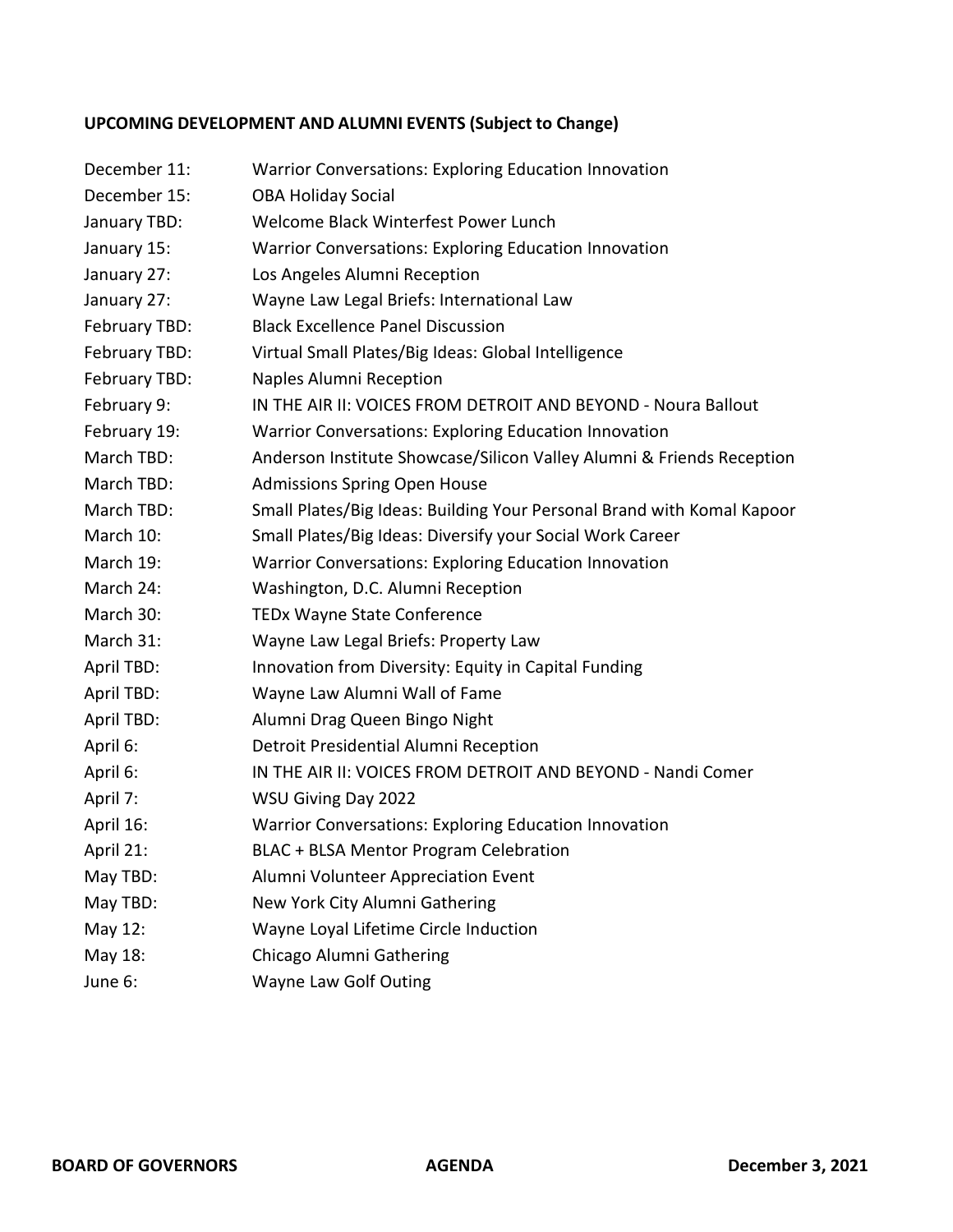**UPCOMING DEVELOPMENT AND ALUMNI EVENTS (Subject to Change)**

| | |
|---|---|
| December 11: | Warrior Conversations: Exploring Education Innovation |
| December 15: | OBA Holiday Social |
| January TBD: | Welcome Black Winterfest Power Lunch |
| January 15: | Warrior Conversations: Exploring Education Innovation |
| January 27: | Los Angeles Alumni Reception |
| January 27: | Wayne Law Legal Briefs: International Law |
| February TBD: | Black Excellence Panel Discussion |
| February TBD: | Virtual Small Plates/Big Ideas: Global Intelligence |
| February TBD: | Naples Alumni Reception |
| February 9: | IN THE AIR II: VOICES FROM DETROIT AND BEYOND - Noura Ballout |
| February 19: | Warrior Conversations: Exploring Education Innovation |
| March TBD: | Anderson Institute Showcase/Silicon Valley Alumni & Friends Reception |
| March TBD: | Admissions Spring Open House |
| March TBD: | Small Plates/Big Ideas: Building Your Personal Brand with Komal Kapoor |
| March 10: | Small Plates/Big Ideas: Diversify your Social Work Career |
| March 19: | Warrior Conversations: Exploring Education Innovation |
| March 24: | Washington, D.C. Alumni Reception |
| March 30: | TEDx Wayne State Conference |
| March 31: | Wayne Law Legal Briefs: Property Law |
| April TBD: | Innovation from Diversity: Equity in Capital Funding |
| April TBD: | Wayne Law Alumni Wall of Fame |
| April TBD: | Alumni Drag Queen Bingo Night |
| April 6: | Detroit Presidential Alumni Reception |
| April 6: | IN THE AIR II: VOICES FROM DETROIT AND BEYOND - Nandi Comer |
| April 7: | WSU Giving Day 2022 |
| April 16: | Warrior Conversations: Exploring Education Innovation |
| April 21: | BLAC + BLSA Mentor Program Celebration |
| May TBD: | Alumni Volunteer Appreciation Event |
| May TBD: | New York City Alumni Gathering |
| May 12: | Wayne Loyal Lifetime Circle Induction |
| May 18: | Chicago Alumni Gathering |
| June 6: | Wayne Law Golf Outing |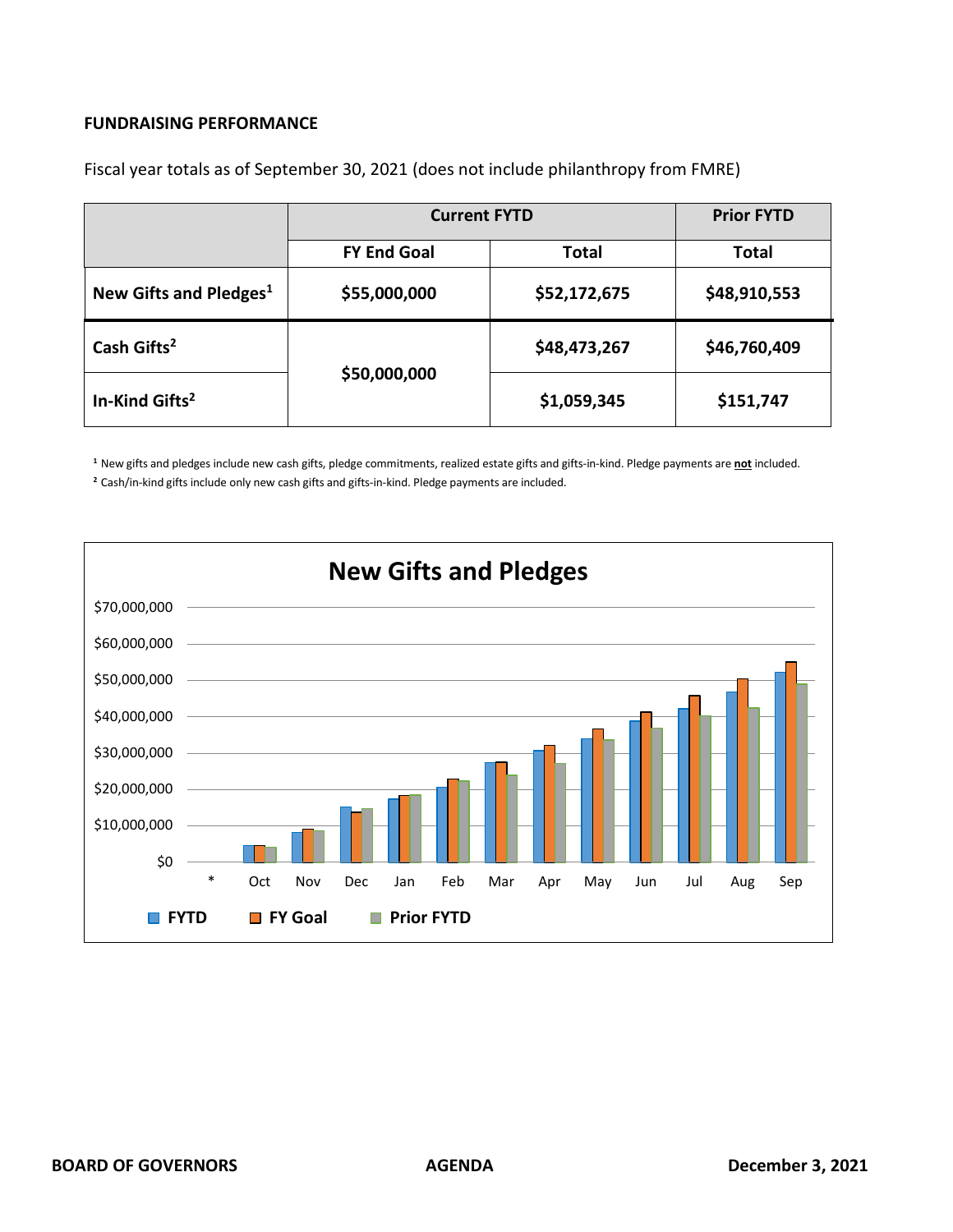**FUNDRAISING PERFORMANCE**

Fiscal year totals as of September 30, 2021 (does not include philanthropy from FMRE)

| | Current FYTD | | Prior FYTD |
|---|---|---|---|
| | FY End Goal | Total | Total |
| New Gifts and Pledges[1] | $55,000,000 | $52,172,675 | $48,910,553 |
| Cash Gifts[2] | $50,000,000 | $48,473,267 | $46,760,409 |
| In-Kind Gifts[2] | | $1,059,345 | $151,747 |

[1] New gifts and pledges include new cash gifts, pledge commitments, realized estate gifts and gifts-in-kind. Pledge payments are **not** included.

[2] Cash/in-kind gifts include only new cash gifts and gifts-in-kind. Pledge payments are included.

**New Gifts and Pledges**

$70,000,000
$60,000,000
$50,000,000
$40,000,000
$30,000,000
$20,000,000
$10,000,000
$0

* Oct Nov Dec Jan Feb Mar Apr May Jun Jul Aug Sep

FYTD FY Goal Prior FYTD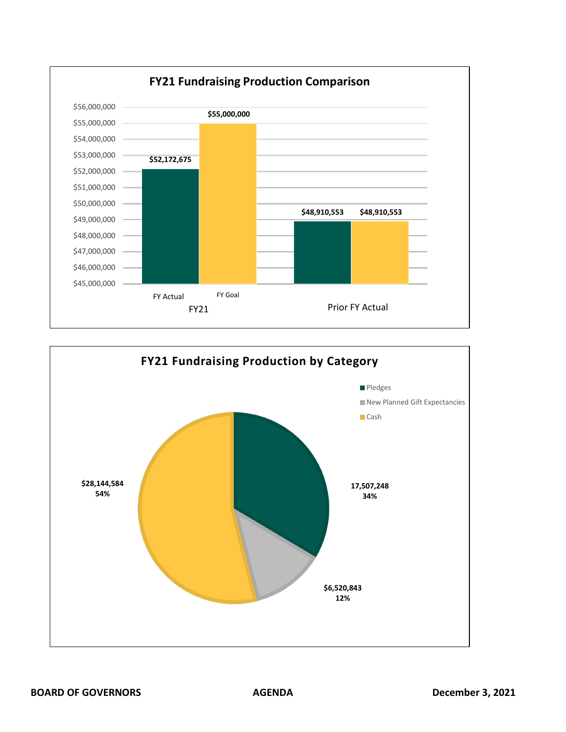**FY21 Fundraising Production Comparison**

$56,000,000
$55,000,000
$54,000,000
$53,000,000
$52,000,000
$51,000,000
$50,000,000
$49,000,000
$48,000,000
$47,000,000
$46,000,000
$45,000,000

$52,172,675
$55,000,000
$48,910,553
$48,910,553

FY Actual
FY Goal
FY21
Prior FY Actual

**FY21 Fundraising Production by Category**

Pledges
New Planned Gift Expectancies
Cash

$28,144,584
54%

17,507,248
34%

$6,520,843
12%